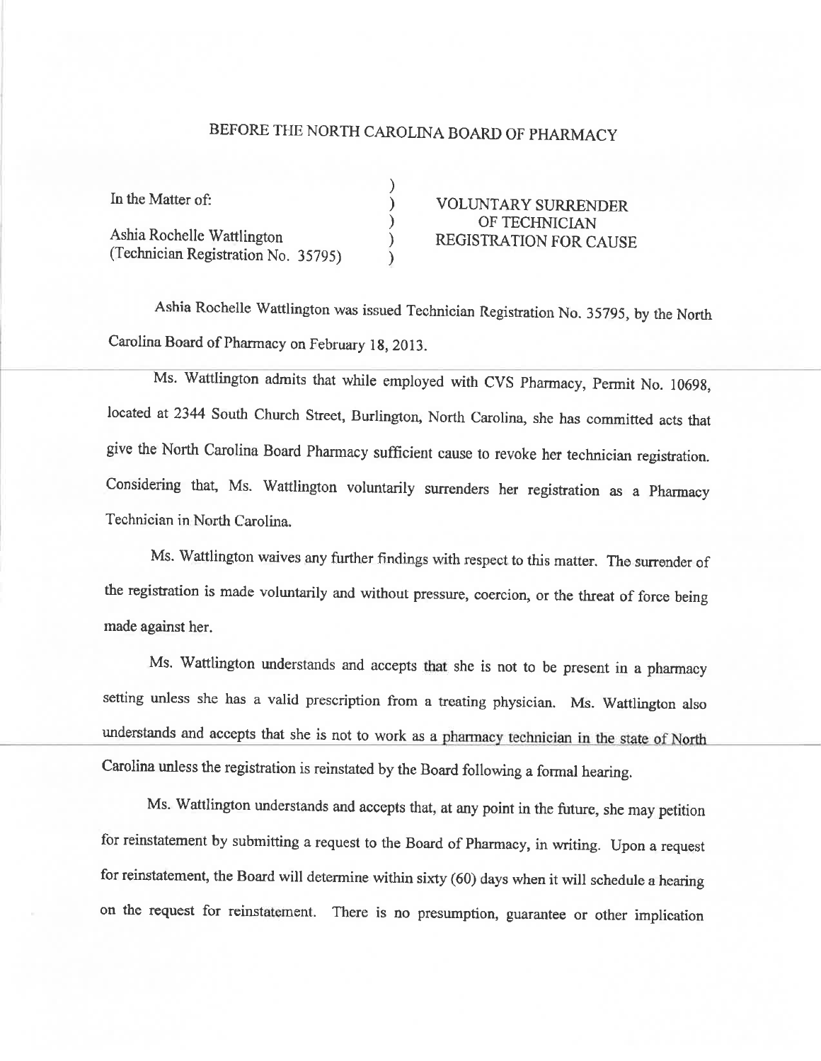# BEFORE THE NORTH CAROLINA BOARD OF PHARMACY

| | | |
|---|---|---|
| In the Matter of: | ) | VOLUNTARY SURRENDER |
| | ) | OF TECHNICIAN |
| Ashia Rochelle Wattlington | ) | REGISTRATION FOR CAUSE |
| (Technician Registration No. 35795) | ) | |

Ashia Rochelle Wattlington was issued Technician Registration No. 35795, by the North Carolina Board of Pharmacy on February 18, 2013.

Ms. Wattlington admits that while employed with CVS Pharmacy, Permit No. 10698, located at 2344 South Church Street, Burlington, North Carolina, she has committed acts that give the North Carolina Board Pharmacy sufficient cause to revoke her technician registration. Considering that, Ms. Wattlington voluntarily surrenders her registration as a Pharmacy Technician in North Carolina.

Ms. Wattlington waives any further findings with respect to this matter. The surrender of the registration is made voluntarily and without pressure, coercion, or the threat of force being made against her.

Ms. Wattlington understands and accepts that she is not to be present in a pharmacy setting unless she has a valid prescription from a treating physician. Ms. Wattlington also understands and accepts that she is not to work as a pharmacy technician in the state of North Carolina unless the registration is reinstated by the Board following a formal hearing.

Ms. Wattlington understands and accepts that, at any point in the future, she may petition for reinstatement by submitting a request to the Board of Pharmacy, in writing. Upon a request for reinstatement, the Board will determine within sixty (60) days when it will schedule a hearing on the request for reinstatement. There is no presumption, guarantee or other implication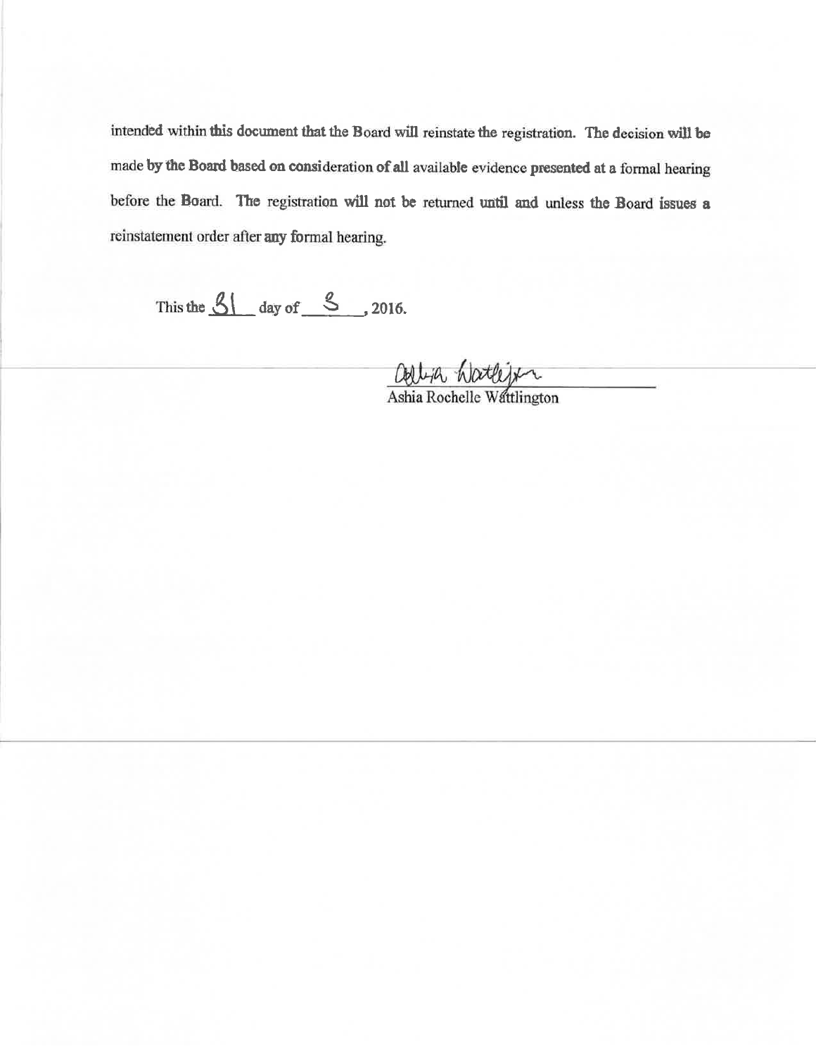intended within this document that the Board will reinstate the registration. The decision will be made by the Board based on consideration of all available evidence presented at a formal hearing before the Board. The registration will not be returned until and unless the Board issues a reinstatement order after any formal hearing.

This the 31 day of 8, 2016.

Ashia Rochelle Wattlington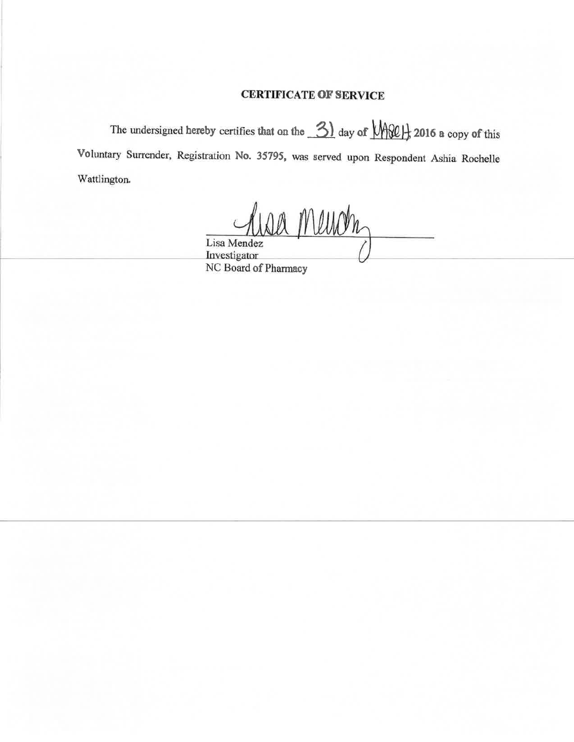# CERTIFICATE OF SERVICE

The undersigned hereby certifies that on the 31 day of MARCH 2016 a copy of this Voluntary Surrender, Registration No. 35795, was served upon Respondent Ashia Rochelle Wattlington.

Lisa Mendez
Investigator
NC Board of Pharmacy